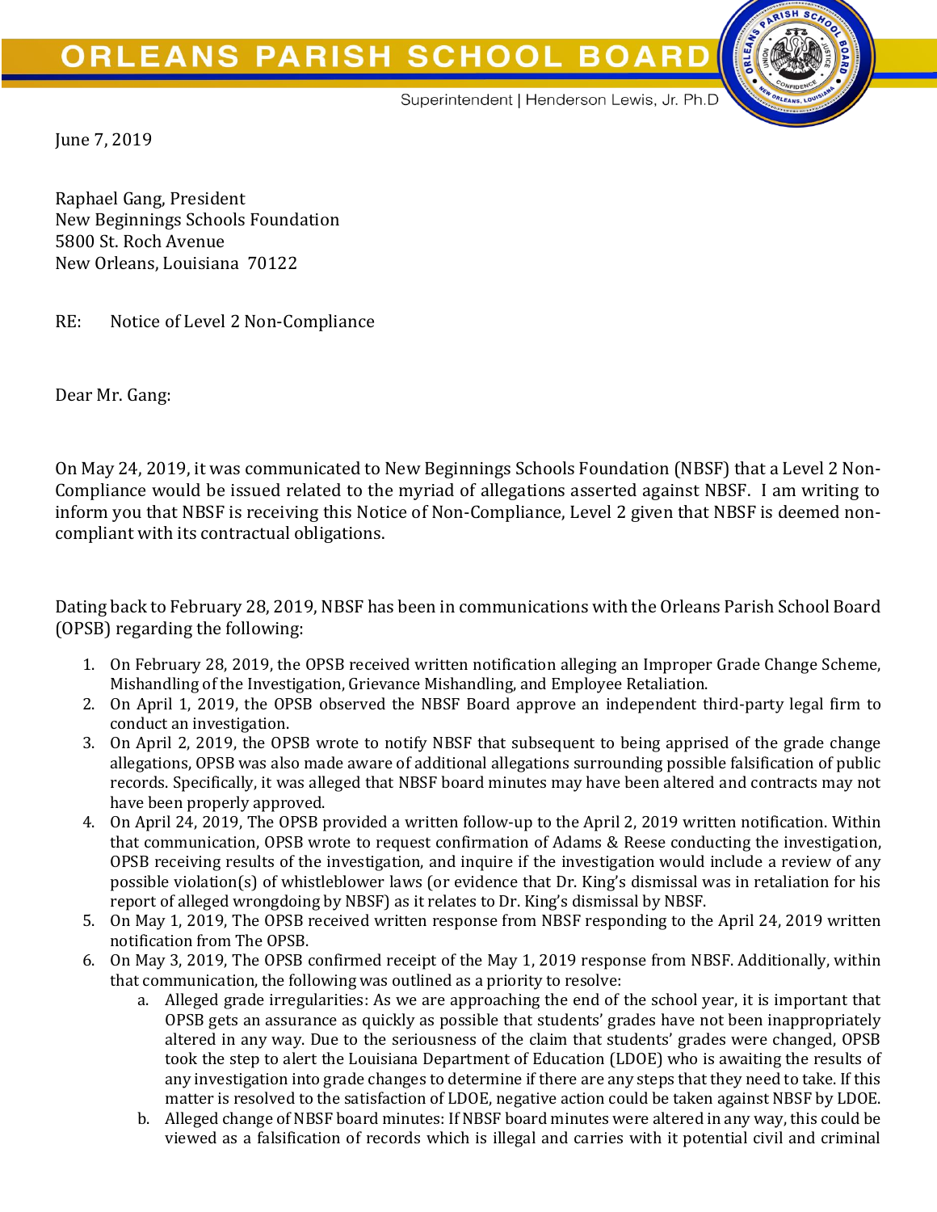# ORLEANS PARISH SCHOOL BOARD

Superintendent | Henderson Lewis, Jr. Ph.D

June 7, 2019

Raphael Gang, President
New Beginnings Schools Foundation
5800 St. Roch Avenue
New Orleans, Louisiana 70122

RE: Notice of Level 2 Non-Compliance

Dear Mr. Gang:

On May 24, 2019, it was communicated to New Beginnings Schools Foundation (NBSF) that a Level 2 Non-Compliance would be issued related to the myriad of allegations asserted against NBSF. I am writing to inform you that NBSF is receiving this Notice of Non-Compliance, Level 2 given that NBSF is deemed non-compliant with its contractual obligations.

Dating back to February 28, 2019, NBSF has been in communications with the Orleans Parish School Board (OPSB) regarding the following:

1. On February 28, 2019, the OPSB received written notification alleging an Improper Grade Change Scheme, Mishandling of the Investigation, Grievance Mishandling, and Employee Retaliation.
2. On April 1, 2019, the OPSB observed the NBSF Board approve an independent third-party legal firm to conduct an investigation.
3. On April 2, 2019, the OPSB wrote to notify NBSF that subsequent to being apprised of the grade change allegations, OPSB was also made aware of additional allegations surrounding possible falsification of public records. Specifically, it was alleged that NBSF board minutes may have been altered and contracts may not have been properly approved.
4. On April 24, 2019, The OPSB provided a written follow-up to the April 2, 2019 written notification. Within that communication, OPSB wrote to request confirmation of Adams & Reese conducting the investigation, OPSB receiving results of the investigation, and inquire if the investigation would include a review of any possible violation(s) of whistleblower laws (or evidence that Dr. King's dismissal was in retaliation for his report of alleged wrongdoing by NBSF) as it relates to Dr. King's dismissal by NBSF.
5. On May 1, 2019, The OPSB received written response from NBSF responding to the April 24, 2019 written notification from The OPSB.
6. On May 3, 2019, The OPSB confirmed receipt of the May 1, 2019 response from NBSF. Additionally, within that communication, the following was outlined as a priority to resolve:
   a. Alleged grade irregularities: As we are approaching the end of the school year, it is important that OPSB gets an assurance as quickly as possible that students' grades have not been inappropriately altered in any way. Due to the seriousness of the claim that students' grades were changed, OPSB took the step to alert the Louisiana Department of Education (LDOE) who is awaiting the results of any investigation into grade changes to determine if there are any steps that they need to take. If this matter is resolved to the satisfaction of LDOE, negative action could be taken against NBSF by LDOE.
   b. Alleged change of NBSF board minutes: If NBSF board minutes were altered in any way, this could be viewed as a falsification of records which is illegal and carries with it potential civil and criminal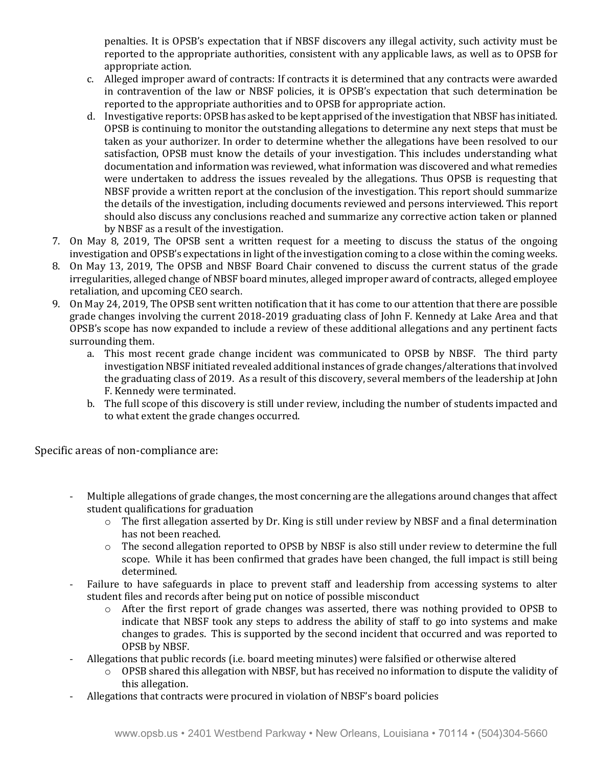penalties. It is OPSB's expectation that if NBSF discovers any illegal activity, such activity must be reported to the appropriate authorities, consistent with any applicable laws, as well as to OPSB for appropriate action.

   c. Alleged improper award of contracts: If contracts it is determined that any contracts were awarded in contravention of the law or NBSF policies, it is OPSB's expectation that such determination be reported to the appropriate authorities and to OPSB for appropriate action.
   d. Investigative reports: OPSB has asked to be kept apprised of the investigation that NBSF has initiated. OPSB is continuing to monitor the outstanding allegations to determine any next steps that must be taken as your authorizer. In order to determine whether the allegations have been resolved to our satisfaction, OPSB must know the details of your investigation. This includes understanding what documentation and information was reviewed, what information was discovered and what remedies were undertaken to address the issues revealed by the allegations. Thus OPSB is requesting that NBSF provide a written report at the conclusion of the investigation. This report should summarize the details of the investigation, including documents reviewed and persons interviewed. This report should also discuss any conclusions reached and summarize any corrective action taken or planned by NBSF as a result of the investigation.

7. On May 8, 2019, The OPSB sent a written request for a meeting to discuss the status of the ongoing investigation and OPSB's expectations in light of the investigation coming to a close within the coming weeks.
8. On May 13, 2019, The OPSB and NBSF Board Chair convened to discuss the current status of the grade irregularities, alleged change of NBSF board minutes, alleged improper award of contracts, alleged employee retaliation, and upcoming CEO search.
9. On May 24, 2019, The OPSB sent written notification that it has come to our attention that there are possible grade changes involving the current 2018-2019 graduating class of John F. Kennedy at Lake Area and that OPSB's scope has now expanded to include a review of these additional allegations and any pertinent facts surrounding them.
   a. This most recent grade change incident was communicated to OPSB by NBSF. The third party investigation NBSF initiated revealed additional instances of grade changes/alterations that involved the graduating class of 2019. As a result of this discovery, several members of the leadership at John F. Kennedy were terminated.
   b. The full scope of this discovery is still under review, including the number of students impacted and to what extent the grade changes occurred.

Specific areas of non-compliance are:

- Multiple allegations of grade changes, the most concerning are the allegations around changes that affect student qualifications for graduation
  - The first allegation asserted by Dr. King is still under review by NBSF and a final determination has not been reached.
  - The second allegation reported to OPSB by NBSF is also still under review to determine the full scope. While it has been confirmed that grades have been changed, the full impact is still being determined.
- Failure to have safeguards in place to prevent staff and leadership from accessing systems to alter student files and records after being put on notice of possible misconduct
  - After the first report of grade changes was asserted, there was nothing provided to OPSB to indicate that NBSF took any steps to address the ability of staff to go into systems and make changes to grades. This is supported by the second incident that occurred and was reported to OPSB by NBSF.
- Allegations that public records (i.e. board meeting minutes) were falsified or otherwise altered
  - OPSB shared this allegation with NBSF, but has received no information to dispute the validity of this allegation.
- Allegations that contracts were procured in violation of NBSF's board policies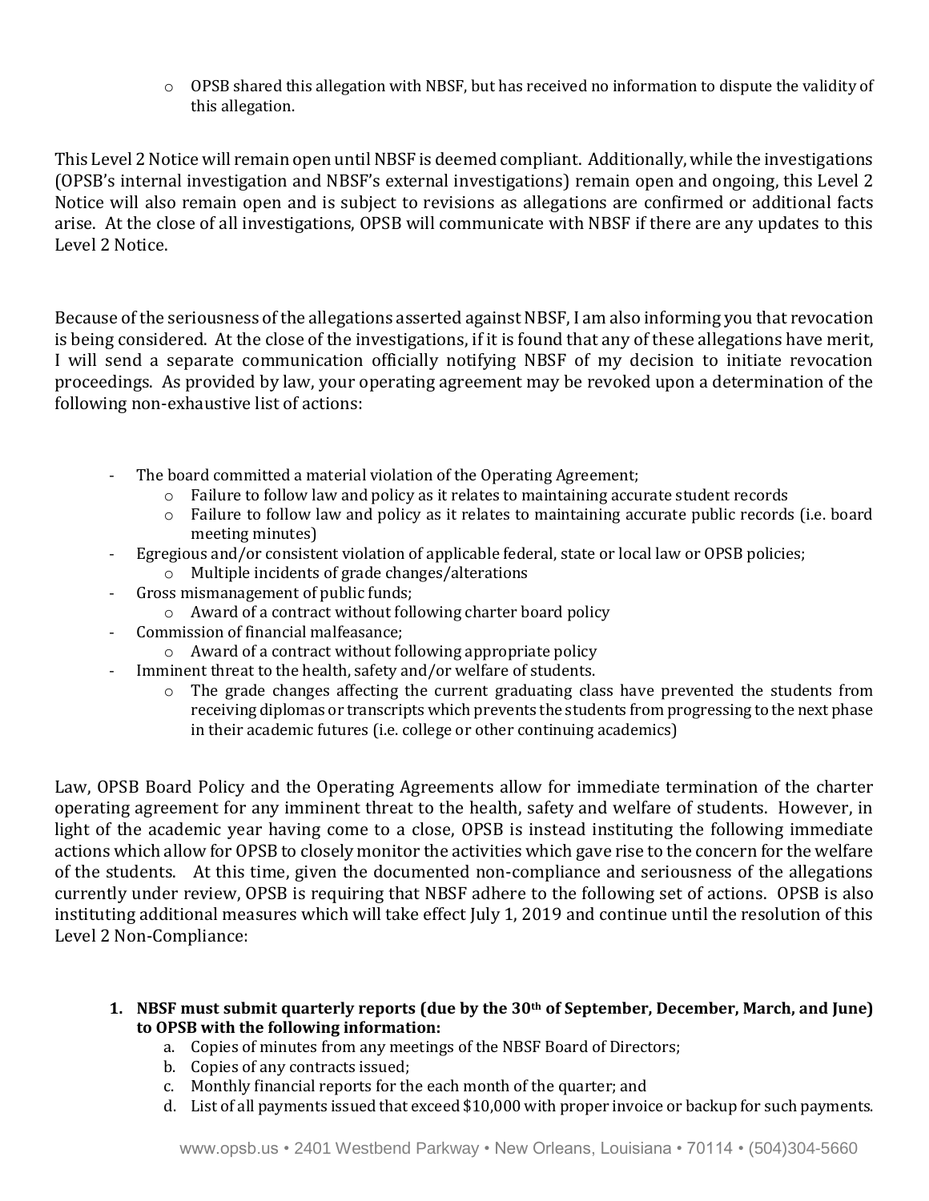- OPSB shared this allegation with NBSF, but has received no information to dispute the validity of this allegation.

This Level 2 Notice will remain open until NBSF is deemed compliant. Additionally, while the investigations (OPSB's internal investigation and NBSF's external investigations) remain open and ongoing, this Level 2 Notice will also remain open and is subject to revisions as allegations are confirmed or additional facts arise. At the close of all investigations, OPSB will communicate with NBSF if there are any updates to this Level 2 Notice.

Because of the seriousness of the allegations asserted against NBSF, I am also informing you that revocation is being considered. At the close of the investigations, if it is found that any of these allegations have merit, I will send a separate communication officially notifying NBSF of my decision to initiate revocation proceedings. As provided by law, your operating agreement may be revoked upon a determination of the following non-exhaustive list of actions:

- The board committed a material violation of the Operating Agreement;
  - Failure to follow law and policy as it relates to maintaining accurate student records
  - Failure to follow law and policy as it relates to maintaining accurate public records (i.e. board meeting minutes)
- Egregious and/or consistent violation of applicable federal, state or local law or OPSB policies;
  - Multiple incidents of grade changes/alterations
- Gross mismanagement of public funds;
  - Award of a contract without following charter board policy
- Commission of financial malfeasance;
  - Award of a contract without following appropriate policy
- Imminent threat to the health, safety and/or welfare of students.
  - The grade changes affecting the current graduating class have prevented the students from receiving diplomas or transcripts which prevents the students from progressing to the next phase in their academic futures (i.e. college or other continuing academics)

Law, OPSB Board Policy and the Operating Agreements allow for immediate termination of the charter operating agreement for any imminent threat to the health, safety and welfare of students. However, in light of the academic year having come to a close, OPSB is instead instituting the following immediate actions which allow for OPSB to closely monitor the activities which gave rise to the concern for the welfare of the students. At this time, given the documented non-compliance and seriousness of the allegations currently under review, OPSB is requiring that NBSF adhere to the following set of actions. OPSB is also instituting additional measures which will take effect July 1, 2019 and continue until the resolution of this Level 2 Non-Compliance:

1. **NBSF must submit quarterly reports (due by the 30th of September, December, March, and June) to OPSB with the following information:**
   a. Copies of minutes from any meetings of the NBSF Board of Directors;
   b. Copies of any contracts issued;
   c. Monthly financial reports for the each month of the quarter; and
   d. List of all payments issued that exceed $10,000 with proper invoice or backup for such payments.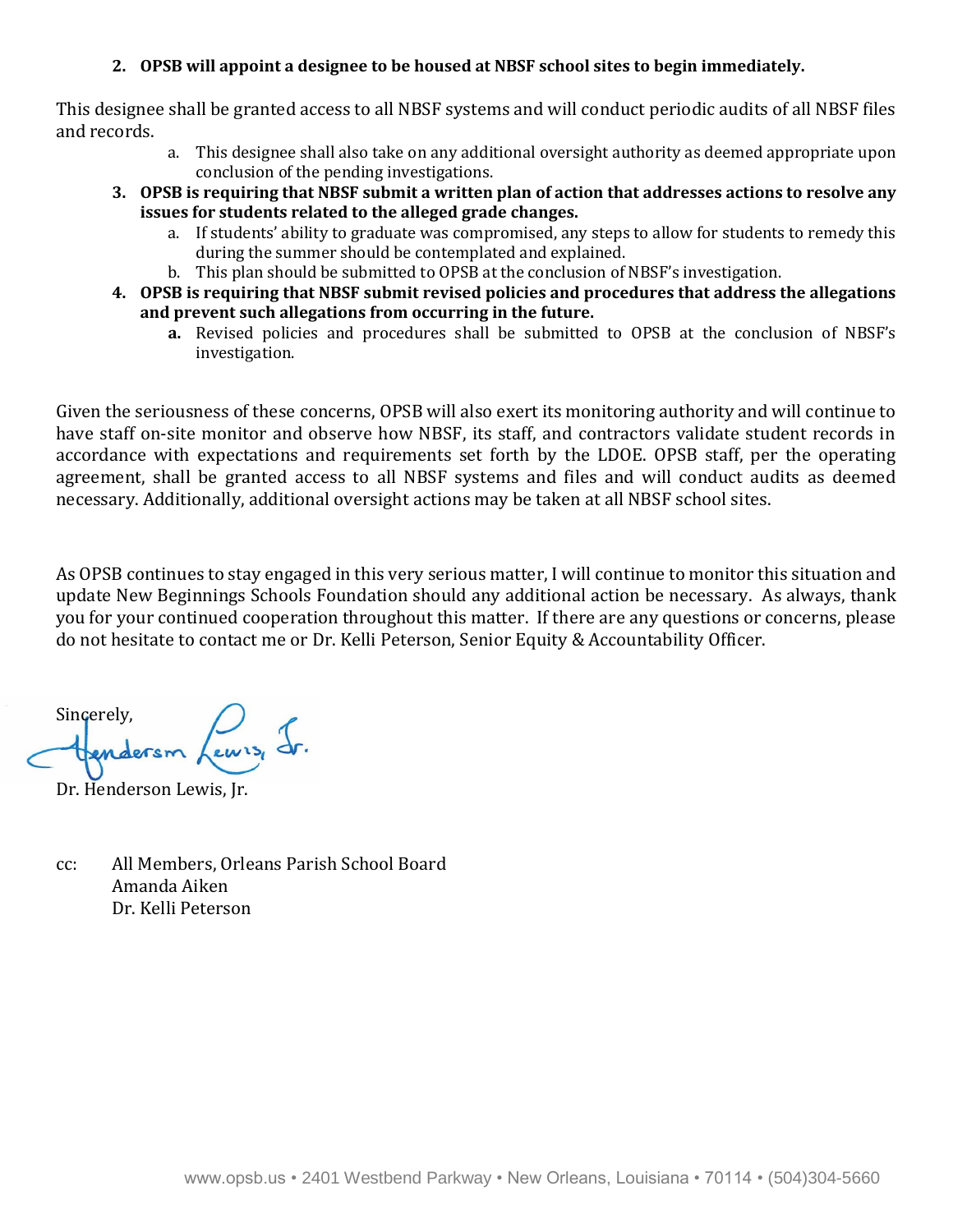2. **OPSB will appoint a designee to be housed at NBSF school sites to begin immediately.**

This designee shall be granted access to all NBSF systems and will conduct periodic audits of all NBSF files and records.

   a. This designee shall also take on any additional oversight authority as deemed appropriate upon conclusion of the pending investigations.

3. **OPSB is requiring that NBSF submit a written plan of action that addresses actions to resolve any issues for students related to the alleged grade changes.**
   a. If students' ability to graduate was compromised, any steps to allow for students to remedy this during the summer should be contemplated and explained.
   b. This plan should be submitted to OPSB at the conclusion of NBSF's investigation.
4. **OPSB is requiring that NBSF submit revised policies and procedures that address the allegations and prevent such allegations from occurring in the future.**
   **a.** Revised policies and procedures shall be submitted to OPSB at the conclusion of NBSF's investigation.

Given the seriousness of these concerns, OPSB will also exert its monitoring authority and will continue to have staff on-site monitor and observe how NBSF, its staff, and contractors validate student records in accordance with expectations and requirements set forth by the LDOE. OPSB staff, per the operating agreement, shall be granted access to all NBSF systems and files and will conduct audits as deemed necessary. Additionally, additional oversight actions may be taken at all NBSF school sites.

As OPSB continues to stay engaged in this very serious matter, I will continue to monitor this situation and update New Beginnings Schools Foundation should any additional action be necessary. As always, thank you for your continued cooperation throughout this matter. If there are any questions or concerns, please do not hesitate to contact me or Dr. Kelli Peterson, Senior Equity & Accountability Officer.

Sincerely,

Henderson Lewis, Jr.

Dr. Henderson Lewis, Jr.

cc: All Members, Orleans Parish School Board
Amanda Aiken
Dr. Kelli Peterson

www.opsb.us • 2401 Westbend Parkway • New Orleans, Louisiana • 70114 • (504)304-5660